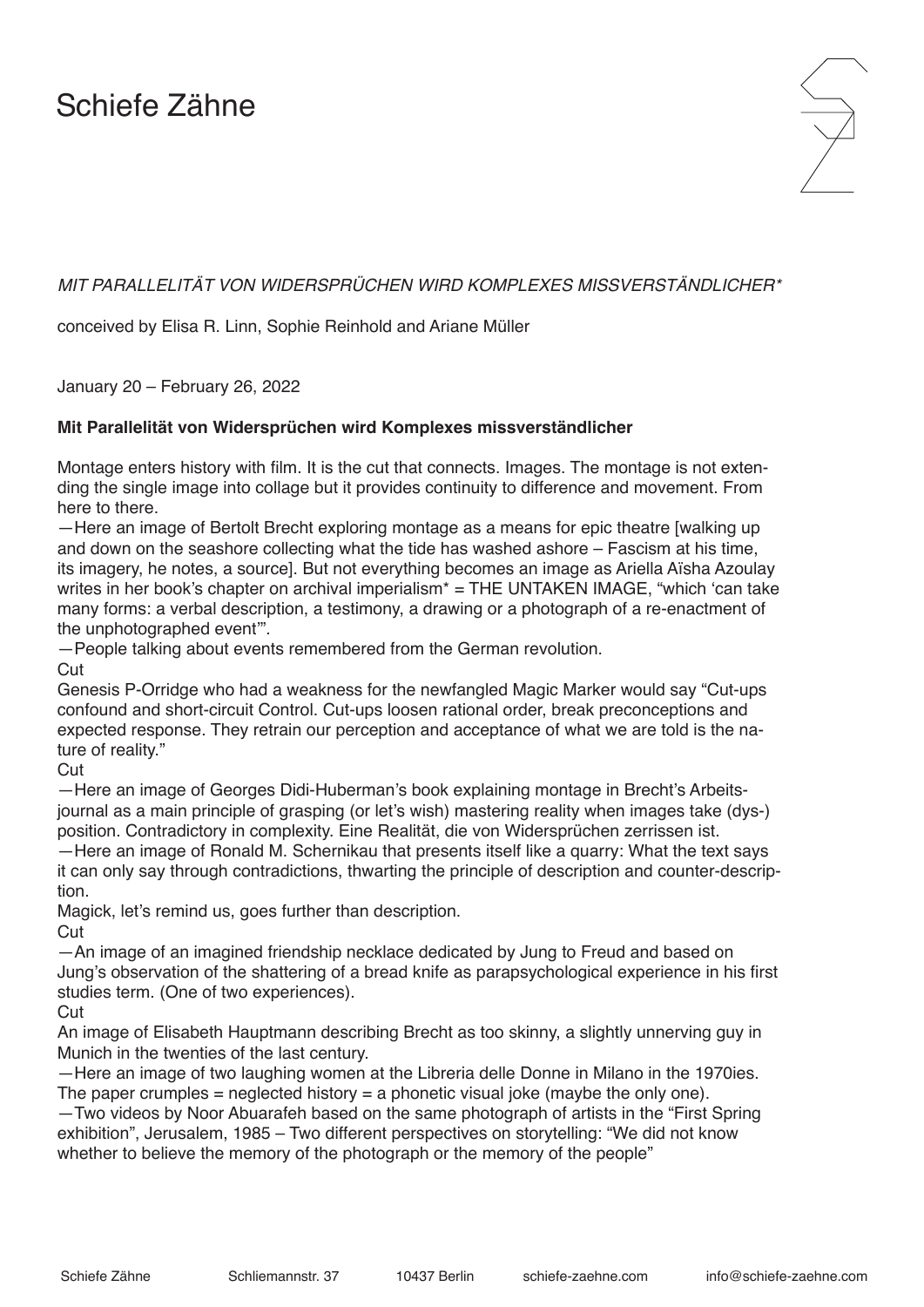# Schiefe Zähne

*MIT PARALLELITÄT VON WIDERSPRÜCHEN WIRD KOMPLEXES MISSVERSTÄNDLICHER**

conceived by Elisa R. Linn, Sophie Reinhold and Ariane Müller

January 20 – February 26, 2022

**Mit Parallelität von Widersprüchen wird Komplexes missverständlicher**

Montage enters history with film. It is the cut that connects. Images. The montage is not extending the single image into collage but it provides continuity to difference and movement. From here to there.
—Here an image of Bertolt Brecht exploring montage as a means for epic theatre [walking up and down on the seashore collecting what the tide has washed ashore – Fascism at his time, its imagery, he notes, a source]. But not everything becomes an image as Ariella Aïsha Azoulay writes in her book's chapter on archival imperialism* = THE UNTAKEN IMAGE, "which 'can take many forms: a verbal description, a testimony, a drawing or a photograph of a re-enactment of the unphotographed event'".
—People talking about events remembered from the German revolution.
Cut
Genesis P-Orridge who had a weakness for the newfangled Magic Marker would say "Cut-ups confound and short-circuit Control. Cut-ups loosen rational order, break preconceptions and expected response. They retrain our perception and acceptance of what we are told is the nature of reality."
Cut
—Here an image of Georges Didi-Huberman's book explaining montage in Brecht's Arbeitsjournal as a main principle of grasping (or let's wish) mastering reality when images take (dys-) position. Contradictory in complexity. Eine Realität, die von Widersprüchen zerrissen ist.
—Here an image of Ronald M. Schernikau that presents itself like a quarry: What the text says it can only say through contradictions, thwarting the principle of description and counter-description.
Magick, let's remind us, goes further than description.
Cut
—An image of an imagined friendship necklace dedicated by Jung to Freud and based on Jung's observation of the shattering of a bread knife as parapsychological experience in his first studies term. (One of two experiences).
Cut
An image of Elisabeth Hauptmann describing Brecht as too skinny, a slightly unnerving guy in Munich in the twenties of the last century.
—Here an image of two laughing women at the Libreria delle Donne in Milano in the 1970ies. The paper crumples = neglected history = a phonetic visual joke (maybe the only one).
—Two videos by Noor Abuarafeh based on the same photograph of artists in the "First Spring exhibition", Jerusalem, 1985 – Two different perspectives on storytelling: "We did not know whether to believe the memory of the photograph or the memory of the people"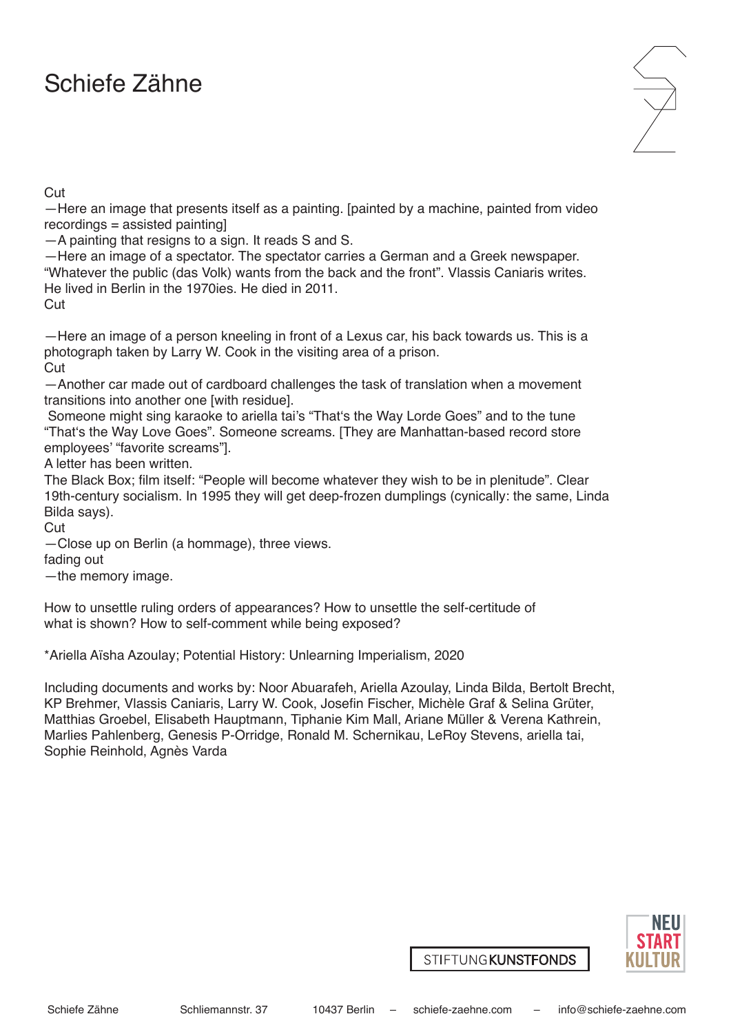# Schiefe Zähne

Cut
—Here an image that presents itself as a painting. [painted by a machine, painted from video recordings = assisted painting]
—A painting that resigns to a sign. It reads S and S.
—Here an image of a spectator. The spectator carries a German and a Greek newspaper. "Whatever the public (das Volk) wants from the back and the front". Vlassis Caniaris writes. He lived in Berlin in the 1970ies. He died in 2011.
Cut

—Here an image of a person kneeling in front of a Lexus car, his back towards us. This is a photograph taken by Larry W. Cook in the visiting area of a prison.
Cut
—Another car made out of cardboard challenges the task of translation when a movement transitions into another one [with residue].
Someone might sing karaoke to ariella tai's "That's the Way Lorde Goes" and to the tune "That's the Way Love Goes". Someone screams. [They are Manhattan-based record store employees' "favorite screams"].
A letter has been written.
The Black Box; film itself: "People will become whatever they wish to be in plenitude". Clear 19th-century socialism. In 1995 they will get deep-frozen dumplings (cynically: the same, Linda Bilda says).
Cut
—Close up on Berlin (a hommage), three views.
fading out
—the memory image.

How to unsettle ruling orders of appearances? How to unsettle the self-certitude of what is shown? How to self-comment while being exposed?

*Ariella Aïsha Azoulay; Potential History: Unlearning Imperialism, 2020

Including documents and works by: Noor Abuarafeh, Ariella Azoulay, Linda Bilda, Bertolt Brecht, KP Brehmer, Vlassis Caniaris, Larry W. Cook, Josefin Fischer, Michèle Graf & Selina Grüter, Matthias Groebel, Elisabeth Hauptmann, Tiphanie Kim Mall, Ariane Müller & Verena Kathrein, Marlies Pahlenberg, Genesis P-Orridge, Ronald M. Schernikau, LeRoy Stevens, ariella tai, Sophie Reinhold, Agnès Varda

STIFTUNG KUNSTFONDS

NEU START KULTUR

Schiefe Zähne Schliemannstr. 37 10437 Berlin – schiefe-zaehne.com – info@schiefe-zaehne.com